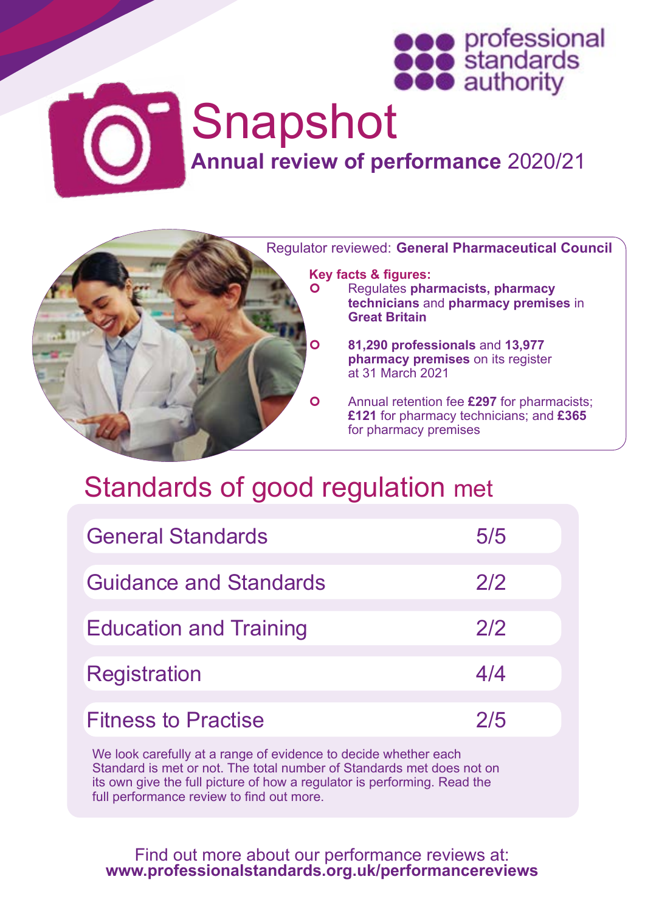professional standards authority

# Snapshot

## **Annual review of performance** 2020/21

Regulator reviewed: **General Pharmaceutical Council**

**Key facts & figures:**

- Regulates **pharmacists, pharmacy technicians** and **pharmacy premises** in **Great Britain**
- **81,290 professionals** and **13,977 pharmacy premises** on its register at 31 March 2021
- Annual retention fee **£297** for pharmacists; **£121** for pharmacy technicians; and **£365** for pharmacy premises

## Standards of good regulation met

| Standard | Met |
|---|---|
| General Standards | 5/5 |
| Guidance and Standards | 2/2 |
| Education and Training | 2/2 |
| Registration | 4/4 |
| Fitness to Practise | 2/5 |

We look carefully at a range of evidence to decide whether each Standard is met or not. The total number of Standards met does not on its own give the full picture of how a regulator is performing. Read the full performance review to find out more.

Find out more about our performance reviews at:
**www.professionalstandards.org.uk/performancereviews**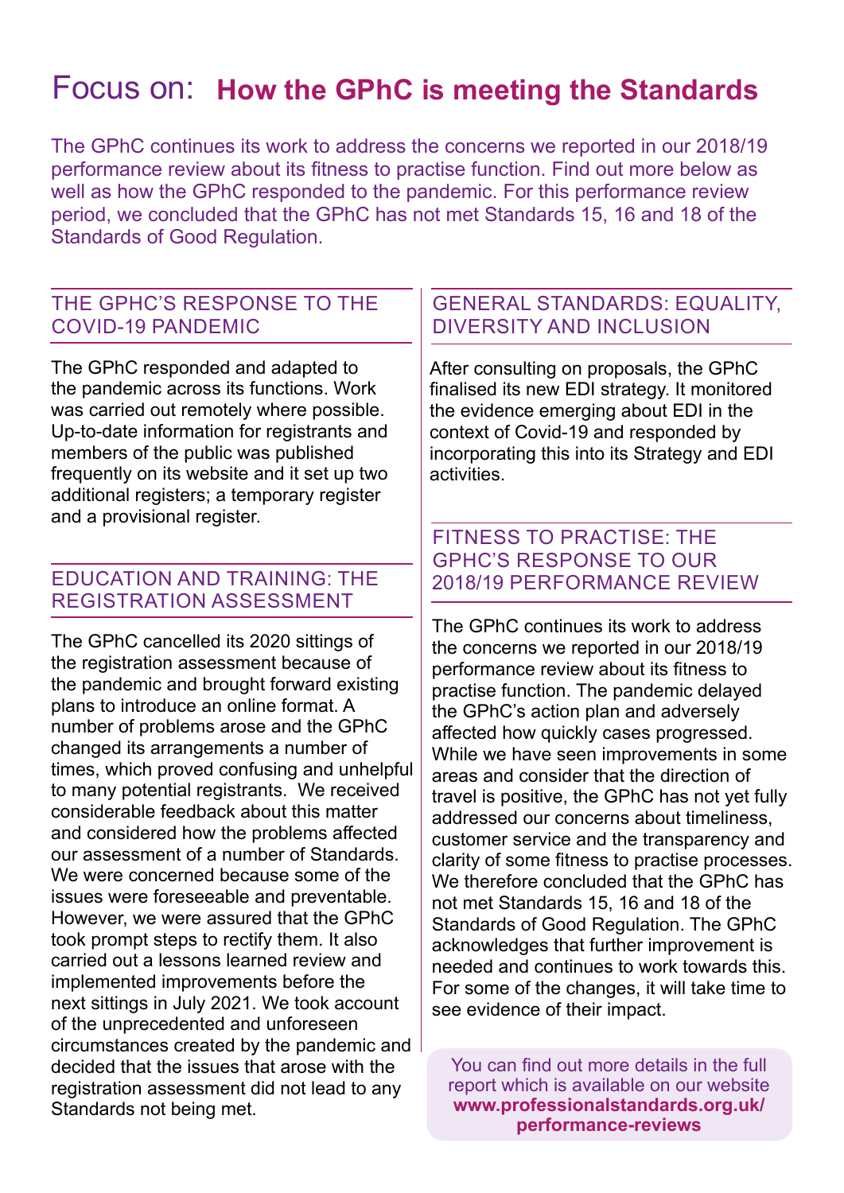# Focus on: **How the GPhC is meeting the Standards**

The GPhC continues its work to address the concerns we reported in our 2018/19 performance review about its fitness to practise function. Find out more below as well as how the GPhC responded to the pandemic. For this performance review period, we concluded that the GPhC has not met Standards 15, 16 and 18 of the Standards of Good Regulation.

## THE GPHC'S RESPONSE TO THE COVID-19 PANDEMIC

The GPhC responded and adapted to the pandemic across its functions. Work was carried out remotely where possible. Up-to-date information for registrants and members of the public was published frequently on its website and it set up two additional registers; a temporary register and a provisional register.

## EDUCATION AND TRAINING: THE REGISTRATION ASSESSMENT

The GPhC cancelled its 2020 sittings of the registration assessment because of the pandemic and brought forward existing plans to introduce an online format. A number of problems arose and the GPhC changed its arrangements a number of times, which proved confusing and unhelpful to many potential registrants. We received considerable feedback about this matter and considered how the problems affected our assessment of a number of Standards. We were concerned because some of the issues were foreseeable and preventable. However, we were assured that the GPhC took prompt steps to rectify them. It also carried out a lessons learned review and implemented improvements before the next sittings in July 2021. We took account of the unprecedented and unforeseen circumstances created by the pandemic and decided that the issues that arose with the registration assessment did not lead to any Standards not being met.

## GENERAL STANDARDS: EQUALITY, DIVERSITY AND INCLUSION

After consulting on proposals, the GPhC finalised its new EDI strategy. It monitored the evidence emerging about EDI in the context of Covid-19 and responded by incorporating this into its Strategy and EDI activities.

## FITNESS TO PRACTISE: THE GPHC'S RESPONSE TO OUR 2018/19 PERFORMANCE REVIEW

The GPhC continues its work to address the concerns we reported in our 2018/19 performance review about its fitness to practise function. The pandemic delayed the GPhC's action plan and adversely affected how quickly cases progressed. While we have seen improvements in some areas and consider that the direction of travel is positive, the GPhC has not yet fully addressed our concerns about timeliness, customer service and the transparency and clarity of some fitness to practise processes. We therefore concluded that the GPhC has not met Standards 15, 16 and 18 of the Standards of Good Regulation. The GPhC acknowledges that further improvement is needed and continues to work towards this. For some of the changes, it will take time to see evidence of their impact.

You can find out more details in the full report which is available on our website **www.professionalstandards.org.uk/performance-reviews**